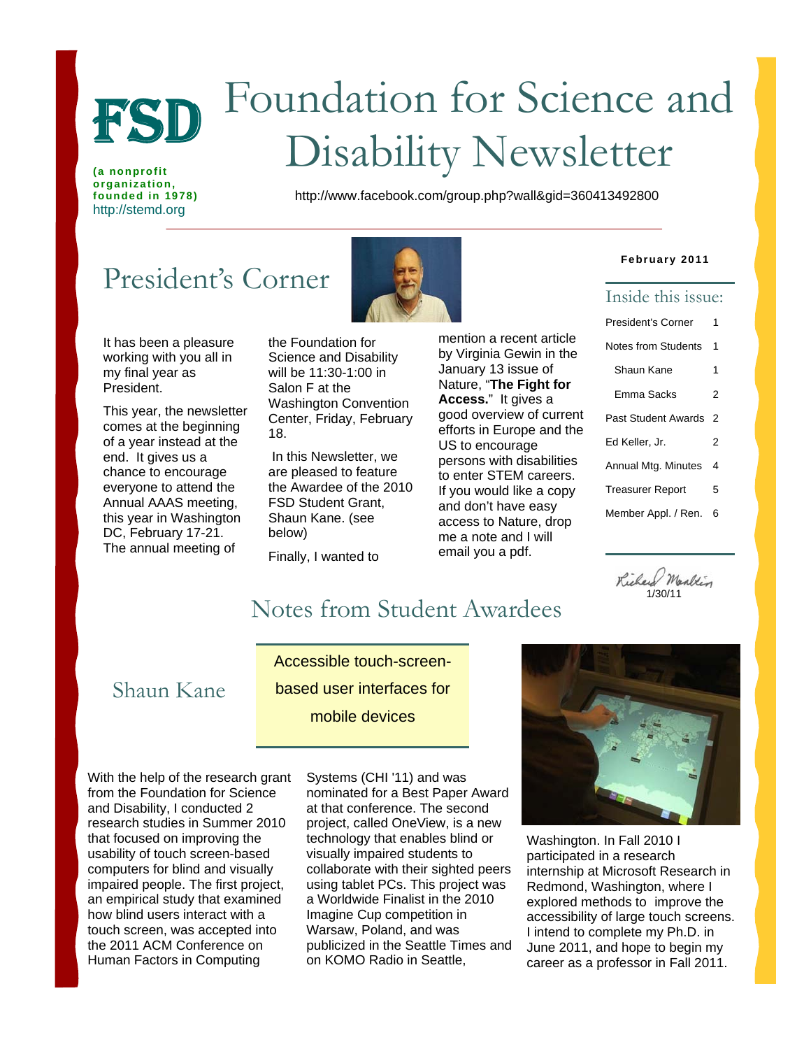# FSD Foundation for Science and Disability Newsletter

**(a nonprofit organization, founded in 1978)**
http://stemd.org

http://www.facebook.com/group.php?wall&gid=360413492800

**February 2011**

## Inside this issue:

| | |
|---|---|
| President's Corner | 1 |
| Notes from Students | 1 |
| Shaun Kane | 1 |
| Emma Sacks | 2 |
| Past Student Awards | 2 |
| Ed Keller, Jr. | 2 |
| Annual Mtg. Minutes | 4 |
| Treasurer Report | 5 |
| Member Appl. / Ren. | 6 |

## President's Corner

It has been a pleasure working with you all in my final year as President.

This year, the newsletter comes at the beginning of a year instead at the end. It gives us a chance to encourage everyone to attend the Annual AAAS meeting, this year in Washington DC, February 17-21. The annual meeting of the Foundation for Science and Disability will be 11:30-1:00 in Salon F at the Washington Convention Center, Friday, February 18.

In this Newsletter, we are pleased to feature the Awardee of the 2010 FSD Student Grant, Shaun Kane. (see below)

Finally, I wanted to mention a recent article by Virginia Gewin in the January 13 issue of Nature, "**The Fight for Access.**" It gives a good overview of current efforts in Europe and the US to encourage persons with disabilities to enter STEM careers. If you would like a copy and don't have easy access to Nature, drop me a note and I will email you a pdf.

Richard Mankin
1/30/11

## Notes from Student Awardees

### Shaun Kane

**Accessible touch-screen-based user interfaces for mobile devices**

With the help of the research grant from the Foundation for Science and Disability, I conducted 2 research studies in Summer 2010 that focused on improving the usability of touch screen-based computers for blind and visually impaired people. The first project, an empirical study that examined how blind users interact with a touch screen, was accepted into the 2011 ACM Conference on Human Factors in Computing Systems (CHI '11) and was nominated for a Best Paper Award at that conference. The second project, called OneView, is a new technology that enables blind or visually impaired students to collaborate with their sighted peers using tablet PCs. This project was a Worldwide Finalist in the 2010 Imagine Cup competition in Warsaw, Poland, and was publicized in the Seattle Times and on KOMO Radio in Seattle, Washington. In Fall 2010 I participated in a research internship at Microsoft Research in Redmond, Washington, where I explored methods to improve the accessibility of large touch screens. I intend to complete my Ph.D. in June 2011, and hope to begin my career as a professor in Fall 2011.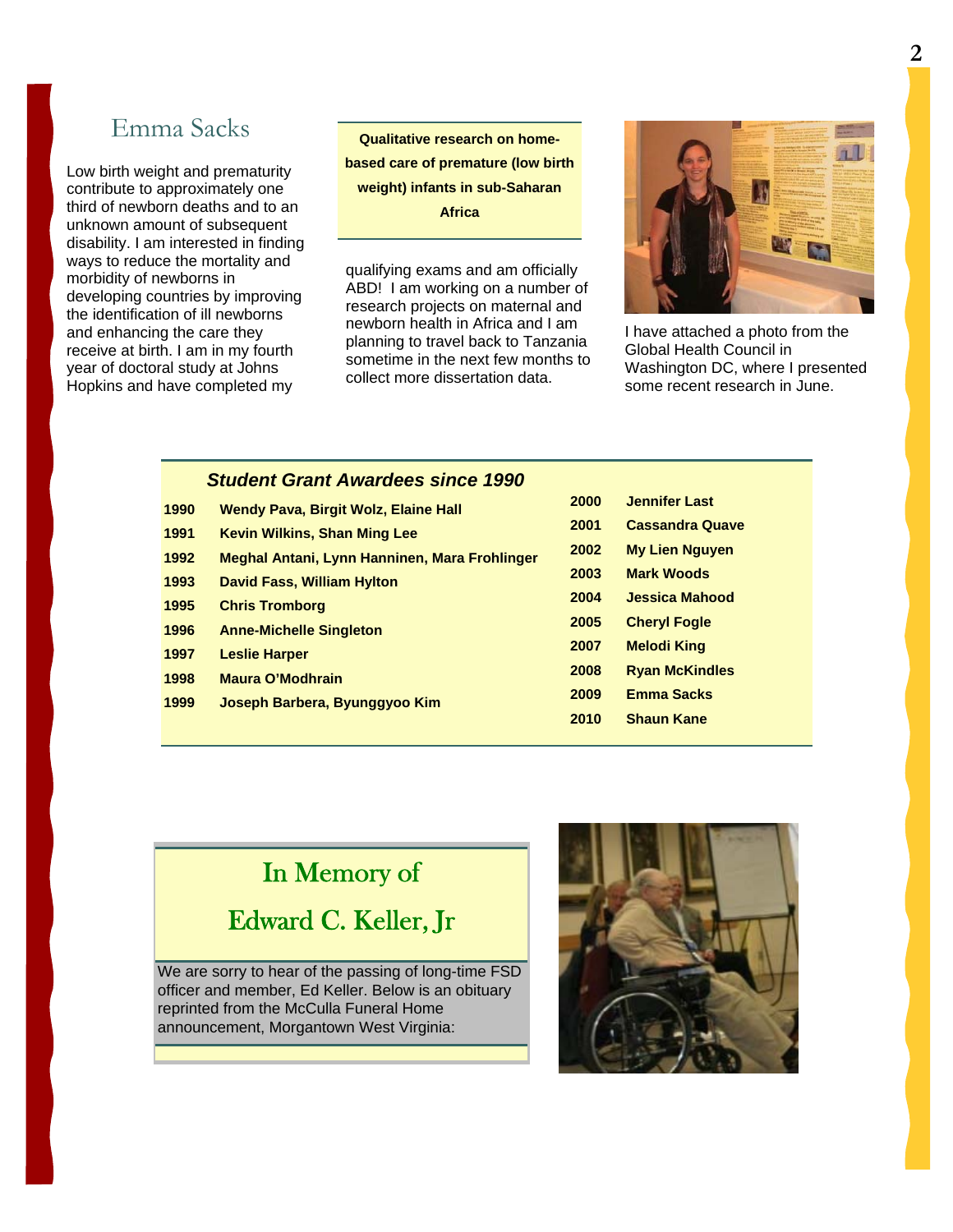## Emma Sacks

**Qualitative research on home-based care of premature (low birth weight) infants in sub-Saharan Africa**

Low birth weight and prematurity contribute to approximately one third of newborn deaths and to an unknown amount of subsequent disability. I am interested in finding ways to reduce the mortality and morbidity of newborns in developing countries by improving the identification of ill newborns and enhancing the care they receive at birth. I am in my fourth year of doctoral study at Johns Hopkins and have completed my qualifying exams and am officially ABD! I am working on a number of research projects on maternal and newborn health in Africa and I am planning to travel back to Tanzania sometime in the next few months to collect more dissertation data.

I have attached a photo from the Global Health Council in Washington DC, where I presented some recent research in June.

### *Student Grant Awardees since 1990*

| Year | Awardees | Year | Awardees |
|---|---|---|---|
| **1990** | **Wendy Pava, Birgit Wolz, Elaine Hall** | **2000** | **Jennifer Last** |
| **1991** | **Kevin Wilkins, Shan Ming Lee** | **2001** | **Cassandra Quave** |
| **1992** | **Meghal Antani, Lynn Hanninen, Mara Frohlinger** | **2002** | **My Lien Nguyen** |
| **1993** | **David Fass, William Hylton** | **2003** | **Mark Woods** |
| **1995** | **Chris Tromborg** | **2004** | **Jessica Mahood** |
| **1996** | **Anne-Michelle Singleton** | **2005** | **Cheryl Fogle** |
| **1997** | **Leslie Harper** | **2007** | **Melodi King** |
| **1998** | **Maura O'Modhrain** | **2008** | **Ryan McKindles** |
| **1999** | **Joseph Barbera, Byunggyoo Kim** | **2009** | **Emma Sacks** |
| | | **2010** | **Shaun Kane** |

## In Memory of

## Edward C. Keller, Jr

We are sorry to hear of the passing of long-time FSD officer and member, Ed Keller. Below is an obituary reprinted from the McCulla Funeral Home announcement, Morgantown West Virginia: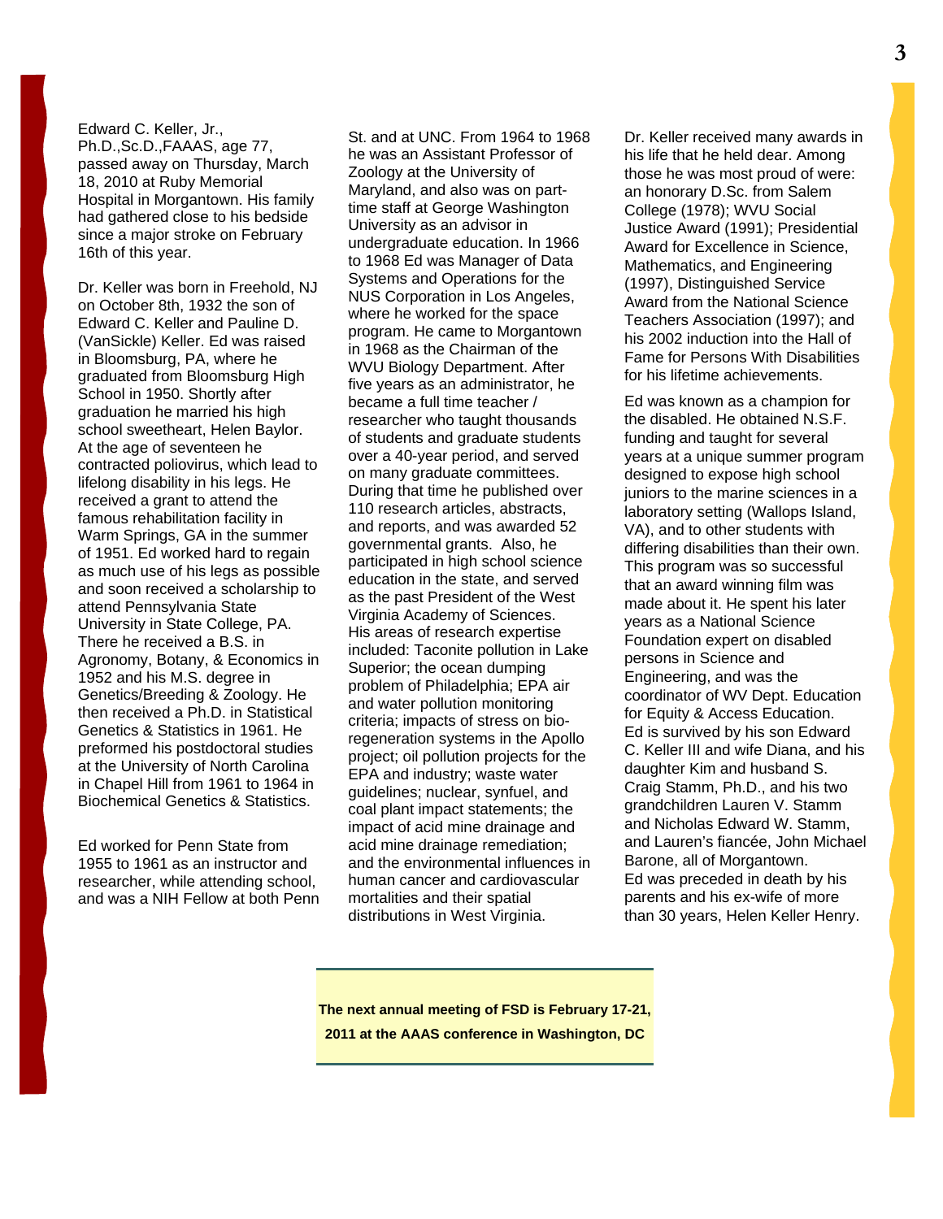Edward C. Keller, Jr., Ph.D.,Sc.D.,FAAAS, age 77, passed away on Thursday, March 18, 2010 at Ruby Memorial Hospital in Morgantown. His family had gathered close to his bedside since a major stroke on February 16th of this year.

Dr. Keller was born in Freehold, NJ on October 8th, 1932 the son of Edward C. Keller and Pauline D. (VanSickle) Keller. Ed was raised in Bloomsburg, PA, where he graduated from Bloomsburg High School in 1950. Shortly after graduation he married his high school sweetheart, Helen Baylor. At the age of seventeen he contracted poliovirus, which lead to lifelong disability in his legs. He received a grant to attend the famous rehabilitation facility in Warm Springs, GA in the summer of 1951. Ed worked hard to regain as much use of his legs as possible and soon received a scholarship to attend Pennsylvania State University in State College, PA. There he received a B.S. in Agronomy, Botany, & Economics in 1952 and his M.S. degree in Genetics/Breeding & Zoology. He then received a Ph.D. in Statistical Genetics & Statistics in 1961. He preformed his postdoctoral studies at the University of North Carolina in Chapel Hill from 1961 to 1964 in Biochemical Genetics & Statistics.

Ed worked for Penn State from 1955 to 1961 as an instructor and researcher, while attending school, and was a NIH Fellow at both Penn St. and at UNC. From 1964 to 1968 he was an Assistant Professor of Zoology at the University of Maryland, and also was on part-time staff at George Washington University as an advisor in undergraduate education. In 1966 to 1968 Ed was Manager of Data Systems and Operations for the NUS Corporation in Los Angeles, where he worked for the space program. He came to Morgantown in 1968 as the Chairman of the WVU Biology Department. After five years as an administrator, he became a full time teacher / researcher who taught thousands of students and graduate students over a 40-year period, and served on many graduate committees. During that time he published over 110 research articles, abstracts, and reports, and was awarded 52 governmental grants. Also, he participated in high school science education in the state, and served as the past President of the West Virginia Academy of Sciences. His areas of research expertise included: Taconite pollution in Lake Superior; the ocean dumping problem of Philadelphia; EPA air and water pollution monitoring criteria; impacts of stress on bio-regeneration systems in the Apollo project; oil pollution projects for the EPA and industry; waste water guidelines; nuclear, synfuel, and coal plant impact statements; the impact of acid mine drainage and acid mine drainage remediation; and the environmental influences in human cancer and cardiovascular mortalities and their spatial distributions in West Virginia.

Dr. Keller received many awards in his life that he held dear. Among those he was most proud of were: an honorary D.Sc. from Salem College (1978); WVU Social Justice Award (1991); Presidential Award for Excellence in Science, Mathematics, and Engineering (1997), Distinguished Service Award from the National Science Teachers Association (1997); and his 2002 induction into the Hall of Fame for Persons With Disabilities for his lifetime achievements.

Ed was known as a champion for the disabled. He obtained N.S.F. funding and taught for several years at a unique summer program designed to expose high school juniors to the marine sciences in a laboratory setting (Wallops Island, VA), and to other students with differing disabilities than their own. This program was so successful that an award winning film was made about it. He spent his later years as a National Science Foundation expert on disabled persons in Science and Engineering, and was the coordinator of WV Dept. Education for Equity & Access Education.
Ed is survived by his son Edward C. Keller III and wife Diana, and his daughter Kim and husband S. Craig Stamm, Ph.D., and his two grandchildren Lauren V. Stamm and Nicholas Edward W. Stamm, and Lauren's fiancée, John Michael Barone, all of Morgantown.
Ed was preceded in death by his parents and his ex-wife of more than 30 years, Helen Keller Henry.

**The next annual meeting of FSD is February 17-21, 2011 at the AAAS conference in Washington, DC**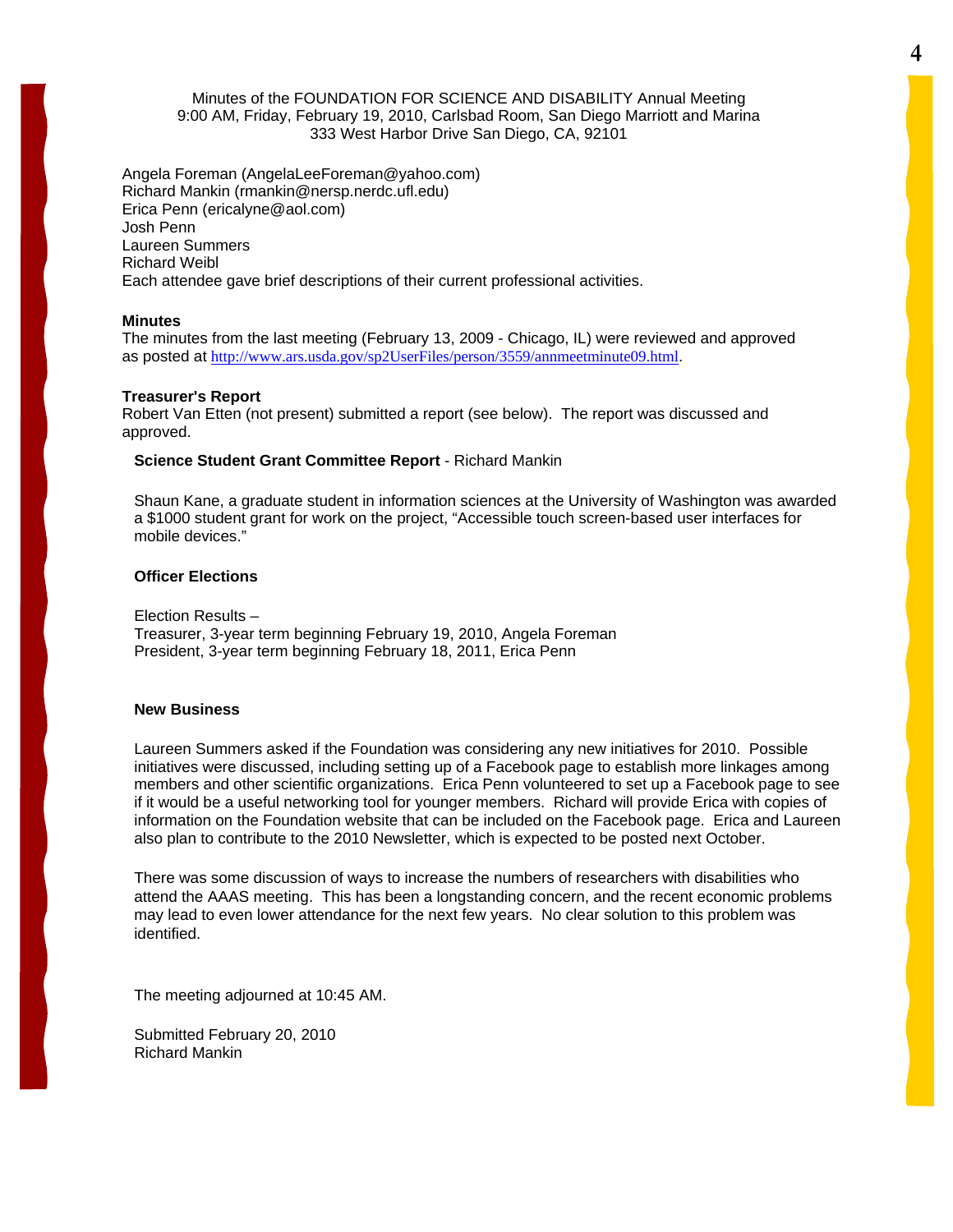Minutes of the FOUNDATION FOR SCIENCE AND DISABILITY Annual Meeting
9:00 AM, Friday, February 19, 2010, Carlsbad Room, San Diego Marriott and Marina
333 West Harbor Drive San Diego, CA, 92101

Angela Foreman (AngelaLeeForeman@yahoo.com)
Richard Mankin (rmankin@nersp.nerdc.ufl.edu)
Erica Penn (ericalyne@aol.com)
Josh Penn
Laureen Summers
Richard Weibl
Each attendee gave brief descriptions of their current professional activities.

**Minutes**
The minutes from the last meeting (February 13, 2009 - Chicago, IL) were reviewed and approved as posted at http://www.ars.usda.gov/sp2UserFiles/person/3559/annmeetminute09.html.

**Treasurer's Report**
Robert Van Etten (not present) submitted a report (see below). The report was discussed and approved.

**Science Student Grant Committee Report** - Richard Mankin

Shaun Kane, a graduate student in information sciences at the University of Washington was awarded a $1000 student grant for work on the project, "Accessible touch screen-based user interfaces for mobile devices."

**Officer Elections**

Election Results –
Treasurer, 3-year term beginning February 19, 2010, Angela Foreman
President, 3-year term beginning February 18, 2011, Erica Penn

**New Business**

Laureen Summers asked if the Foundation was considering any new initiatives for 2010. Possible initiatives were discussed, including setting up of a Facebook page to establish more linkages among members and other scientific organizations. Erica Penn volunteered to set up a Facebook page to see if it would be a useful networking tool for younger members. Richard will provide Erica with copies of information on the Foundation website that can be included on the Facebook page. Erica and Laureen also plan to contribute to the 2010 Newsletter, which is expected to be posted next October.

There was some discussion of ways to increase the numbers of researchers with disabilities who attend the AAAS meeting. This has been a longstanding concern, and the recent economic problems may lead to even lower attendance for the next few years. No clear solution to this problem was identified.

The meeting adjourned at 10:45 AM.

Submitted February 20, 2010
Richard Mankin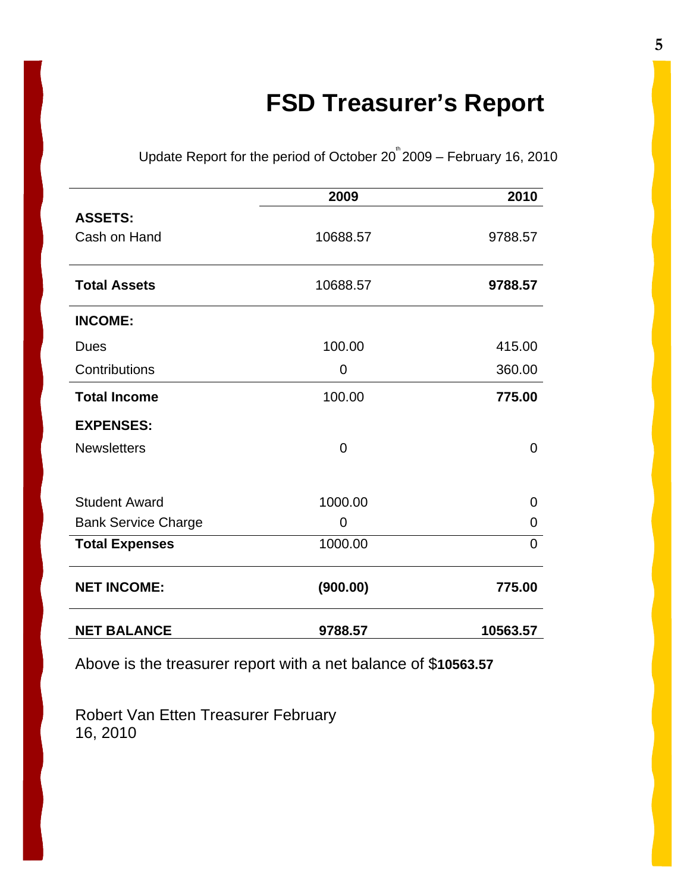# FSD Treasurer's Report

Update Report for the period of October 20th 2009 – February 16, 2010

| | 2009 | 2010 |
|---|---|---|
| **ASSETS:** | | |
| Cash on Hand | 10688.57 | 9788.57 |
| **Total Assets** | 10688.57 | **9788.57** |
| **INCOME:** | | |
| Dues | 100.00 | 415.00 |
| Contributions | 0 | 360.00 |
| **Total Income** | 100.00 | **775.00** |
| **EXPENSES:** | | |
| Newsletters | 0 | 0 |
| Student Award | 1000.00 | 0 |
| Bank Service Charge | 0 | 0 |
| **Total Expenses** | 1000.00 | 0 |
| **NET INCOME:** | **(900.00)** | **775.00** |
| **NET BALANCE** | **9788.57** | **10563.57** |

Above is the treasurer report with a net balance of $**10563.57**

Robert Van Etten Treasurer February 16, 2010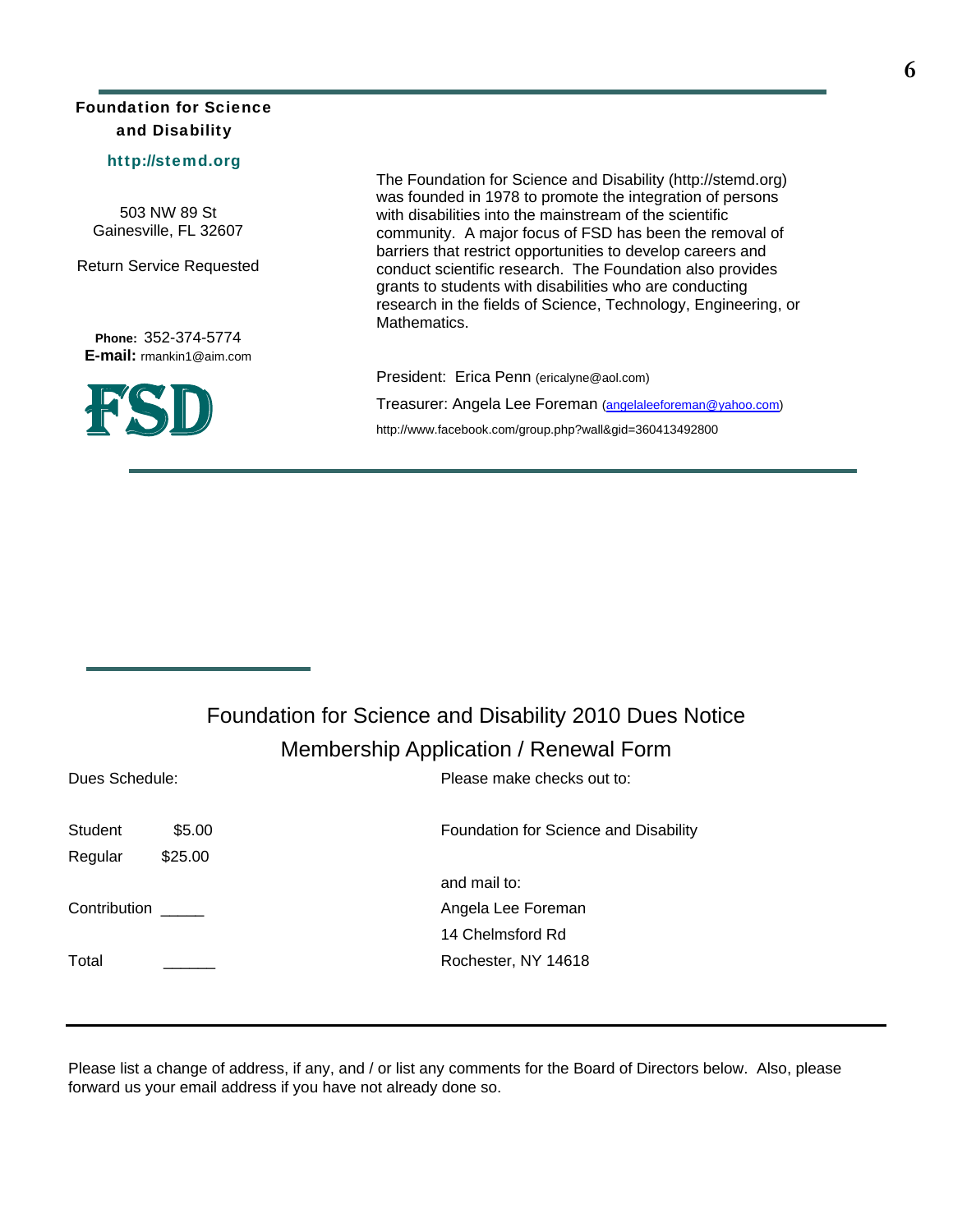**Foundation for Science and Disability**

**http://stemd.org**

503 NW 89 St
Gainesville, FL 32607

Return Service Requested

**Phone:** 352-374-5774
**E-mail:** rmankin1@aim.com

FSD

The Foundation for Science and Disability (http://stemd.org) was founded in 1978 to promote the integration of persons with disabilities into the mainstream of the scientific community. A major focus of FSD has been the removal of barriers that restrict opportunities to develop careers and conduct scientific research. The Foundation also provides grants to students with disabilities who are conducting research in the fields of Science, Technology, Engineering, or Mathematics.

President: Erica Penn (ericalyne@aol.com)

Treasurer: Angela Lee Foreman (angelaleeforeman@yahoo.com)

http://www.facebook.com/group.php?wall&gid=360413492800

## Foundation for Science and Disability 2010 Dues Notice

## Membership Application / Renewal Form

Dues Schedule:

| | |
|---|---|
| Student | $5.00 |
| Regular | $25.00 |
| Contribution | _____ |
| Total | ______ |

Please make checks out to:

Foundation for Science and Disability

and mail to:
Angela Lee Foreman
14 Chelmsford Rd
Rochester, NY 14618

Please list a change of address, if any, and / or list any comments for the Board of Directors below. Also, please forward us your email address if you have not already done so.